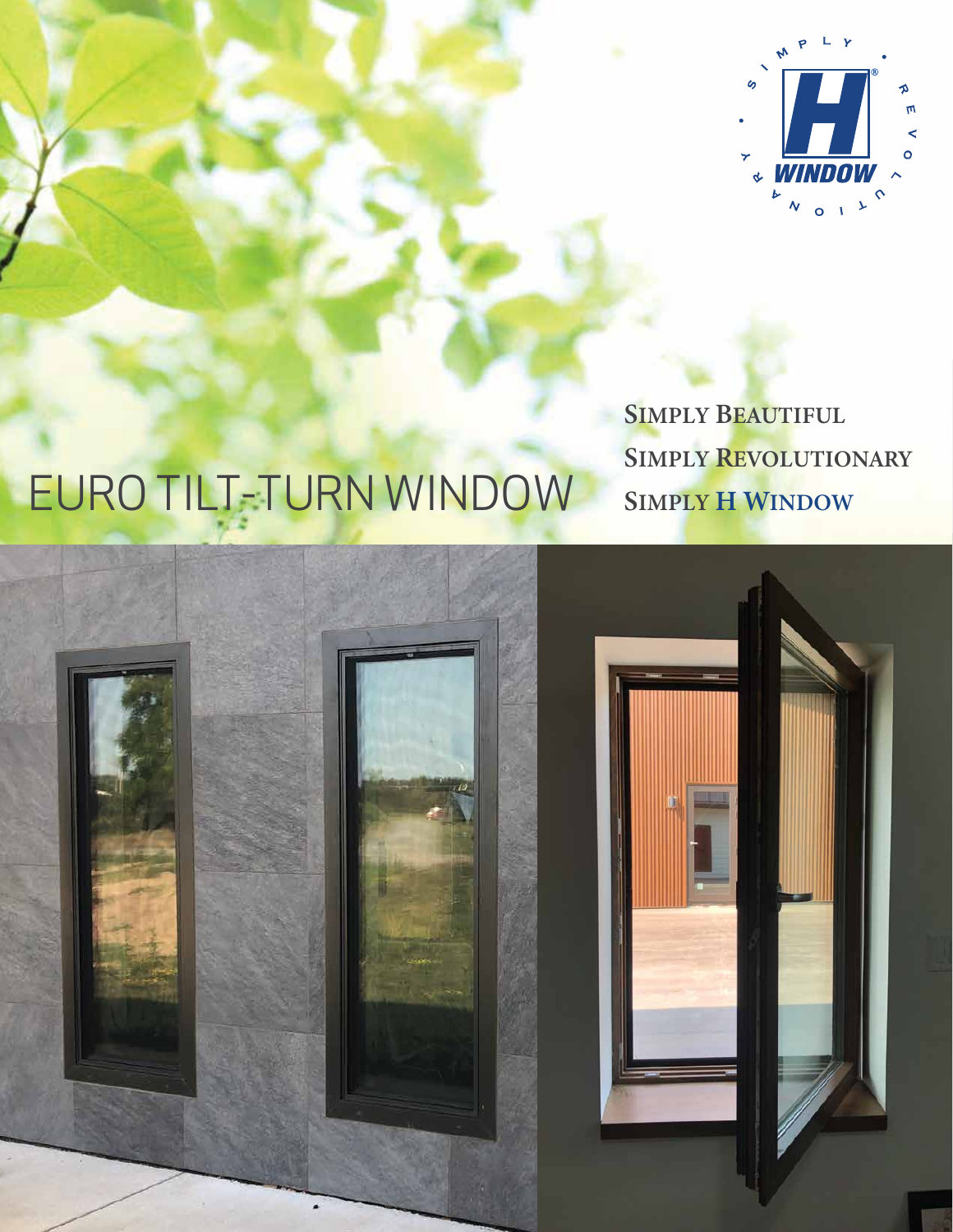SIMPLY • REVOLUTIONARY •

H WINDOW

# EURO TILT-TURN WINDOW

**SIMPLY BEAUTIFUL**
**SIMPLY REVOLUTIONARY**
**SIMPLY H WINDOW**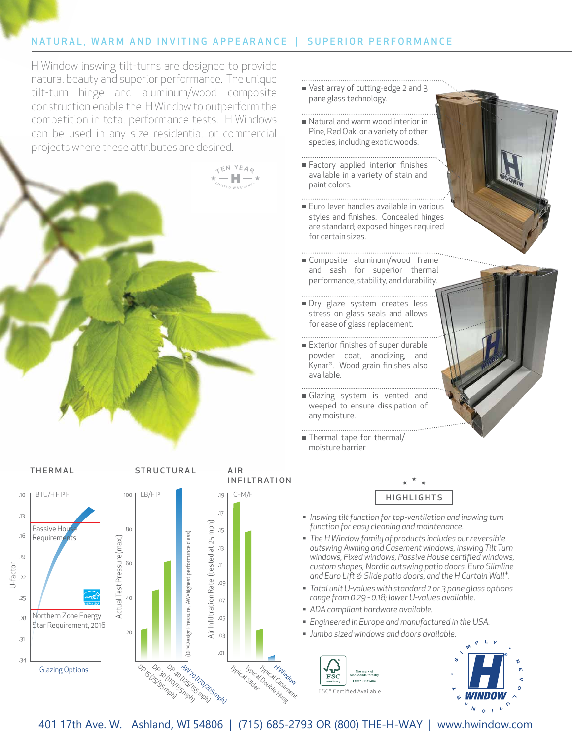## NATURAL, WARM AND INVITING APPEARANCE | SUPERIOR PERFORMANCE

H Window inswing tilt-turns are designed to provide natural beauty and superior performance. The unique tilt-turn hinge and aluminum/wood composite construction enable the H Window to outperform the competition in total performance tests. H Windows can be used in any size residential or commercial projects where these attributes are desired.

TEN YEAR LIMITED WARRANTY

- Vast array of cutting-edge 2 and 3 pane glass technology.
- Natural and warm wood interior in Pine, Red Oak, or a variety of other species, including exotic woods.
- Factory applied interior finishes available in a variety of stain and paint colors.
- Euro lever handles available in various styles and finishes. Concealed hinges are standard; exposed hinges required for certain sizes.
- Composite aluminum/wood frame and sash for superior thermal performance, stability, and durability.
- Dry glaze system creates less stress on glass seals and allows for ease of glass replacement.
- Exterior finishes of super durable powder coat, anodizing, and Kynar®. Wood grain finishes also available.
- Glazing system is vented and weeped to ensure dissipation of any moisture.
- Thermal tape for thermal/ moisture barrier

### THERMAL

BTU/H FT² F

U-factor

.10, .13, .16, .19, .22, .25, .28, .31, .34

Passive House Requirements

Northern Zone Energy Star Requirement, 2016

Glazing Options

### STRUCTURAL

LB/FT²

Actual Test Pressure (max.)

100, 80, 60, 40, 20

(DP=Design Pressure, AW=highest performance class)

DP 15 (75/95mph)

DP 30 (110/135mph)

DP 40 (125/155 mph)

AW 70 (170/205 mph)

### AIR INFILTRATION

CFM/FT

Air Infiltration Rate (tested at 25 mph)

.19, .17, .15, .13, .11, .09, .07, .05, .03, .01

Typical Slider

Typical Double Hung

Typical Casement

HWindow

### HIGHLIGHTS

- *Inswing tilt function for top-ventilation and inswing turn function for easy cleaning and maintenance.*
- *The H Window family of products includes our reversible outswing Awning and Casement windows, inswing Tilt Turn windows, Fixed windows, Passive House certified windows, custom shapes, Nordic outswing patio doors, Euro Slimline and Euro Lift & Slide patio doors, and the H Curtain Wall⁺.*
- *Total unit U-values with standard 2 or 3 pane glass options range from 0.29 - 0.18; lower U-values available.*
- *ADA compliant hardware available.*
- *Engineered in Europe and manufactured in the USA.*
- *Jumbo sized windows and doors available.*

FSC® Certified Available

SIMPLY REVOLUTIONARY H WINDOW

401 17th Ave. W. Ashland, WI 54806 | (715) 685-2793 OR (800) THE-H-WAY | www.hwindow.com